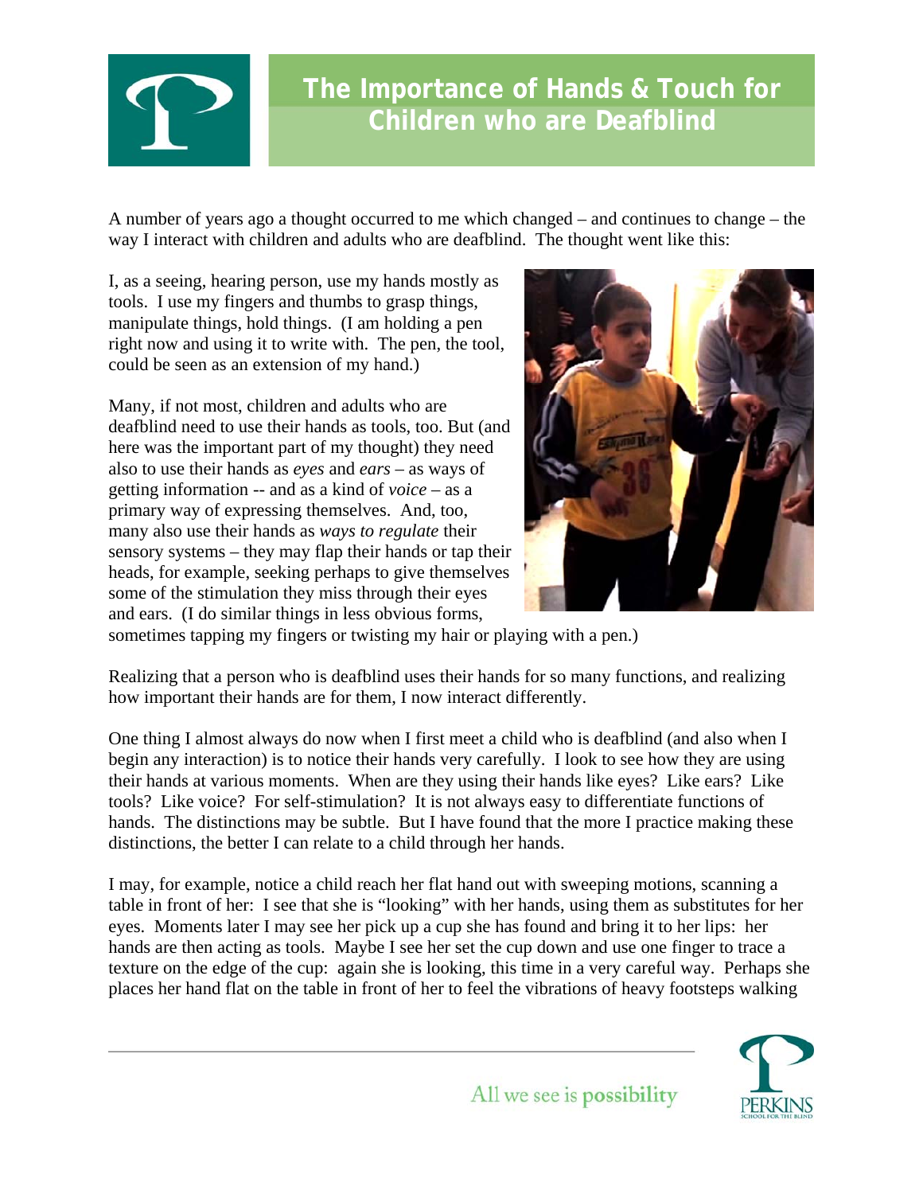# The Importance of Hands & Touch for Children who are Deafblind

A number of years ago a thought occurred to me which changed – and continues to change – the way I interact with children and adults who are deafblind. The thought went like this:

I, as a seeing, hearing person, use my hands mostly as tools. I use my fingers and thumbs to grasp things, manipulate things, hold things. (I am holding a pen right now and using it to write with. The pen, the tool, could be seen as an extension of my hand.)

Many, if not most, children and adults who are deafblind need to use their hands as tools, too. But (and here was the important part of my thought) they need also to use their hands as *eyes* and *ears* – as ways of getting information -- and as a kind of *voice* – as a primary way of expressing themselves. And, too, many also use their hands as *ways to regulate* their sensory systems – they may flap their hands or tap their heads, for example, seeking perhaps to give themselves some of the stimulation they miss through their eyes and ears. (I do similar things in less obvious forms, sometimes tapping my fingers or twisting my hair or playing with a pen.)

Realizing that a person who is deafblind uses their hands for so many functions, and realizing how important their hands are for them, I now interact differently.

One thing I almost always do now when I first meet a child who is deafblind (and also when I begin any interaction) is to notice their hands very carefully. I look to see how they are using their hands at various moments. When are they using their hands like eyes? Like ears? Like tools? Like voice? For self-stimulation? It is not always easy to differentiate functions of hands. The distinctions may be subtle. But I have found that the more I practice making these distinctions, the better I can relate to a child through her hands.

I may, for example, notice a child reach her flat hand out with sweeping motions, scanning a table in front of her: I see that she is "looking" with her hands, using them as substitutes for her eyes. Moments later I may see her pick up a cup she has found and bring it to her lips: her hands are then acting as tools. Maybe I see her set the cup down and use one finger to trace a texture on the edge of the cup: again she is looking, this time in a very careful way. Perhaps she places her hand flat on the table in front of her to feel the vibrations of heavy footsteps walking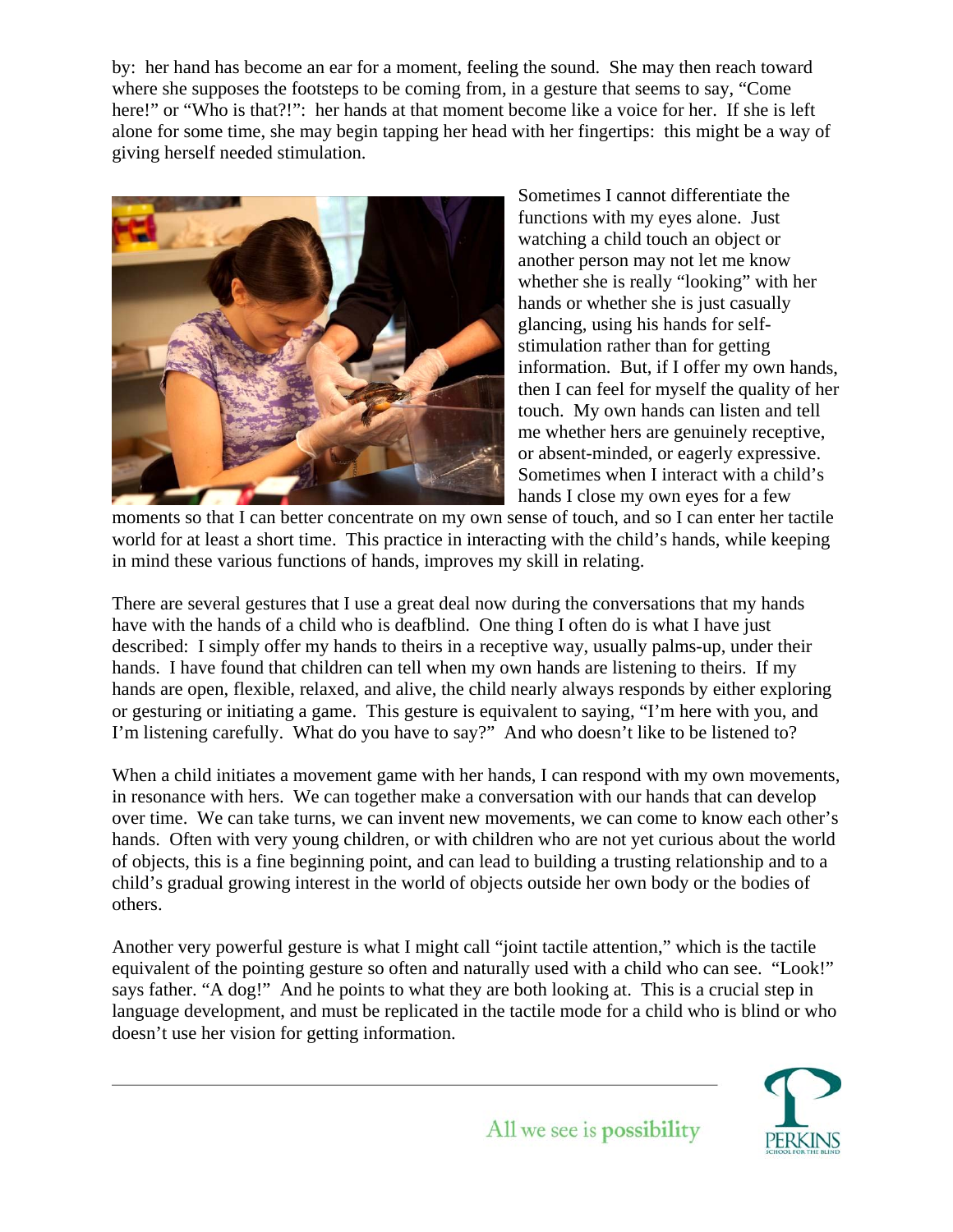by: her hand has become an ear for a moment, feeling the sound. She may then reach toward where she supposes the footsteps to be coming from, in a gesture that seems to say, "Come here!" or "Who is that?!": her hands at that moment become like a voice for her. If she is left alone for some time, she may begin tapping her head with her fingertips: this might be a way of giving herself needed stimulation.

Sometimes I cannot differentiate the functions with my eyes alone. Just watching a child touch an object or another person may not let me know whether she is really "looking" with her hands or whether she is just casually glancing, using his hands for self-stimulation rather than for getting information. But, if I offer my own hands, then I can feel for myself the quality of her touch. My own hands can listen and tell me whether hers are genuinely receptive, or absent-minded, or eagerly expressive. Sometimes when I interact with a child's hands I close my own eyes for a few moments so that I can better concentrate on my own sense of touch, and so I can enter her tactile world for at least a short time. This practice in interacting with the child's hands, while keeping in mind these various functions of hands, improves my skill in relating.

There are several gestures that I use a great deal now during the conversations that my hands have with the hands of a child who is deafblind. One thing I often do is what I have just described: I simply offer my hands to theirs in a receptive way, usually palms-up, under their hands. I have found that children can tell when my own hands are listening to theirs. If my hands are open, flexible, relaxed, and alive, the child nearly always responds by either exploring or gesturing or initiating a game. This gesture is equivalent to saying, "I'm here with you, and I'm listening carefully. What do you have to say?" And who doesn't like to be listened to?

When a child initiates a movement game with her hands, I can respond with my own movements, in resonance with hers. We can together make a conversation with our hands that can develop over time. We can take turns, we can invent new movements, we can come to know each other's hands. Often with very young children, or with children who are not yet curious about the world of objects, this is a fine beginning point, and can lead to building a trusting relationship and to a child's gradual growing interest in the world of objects outside her own body or the bodies of others.

Another very powerful gesture is what I might call "joint tactile attention," which is the tactile equivalent of the pointing gesture so often and naturally used with a child who can see. "Look!" says father. "A dog!" And he points to what they are both looking at. This is a crucial step in language development, and must be replicated in the tactile mode for a child who is blind or who doesn't use her vision for getting information.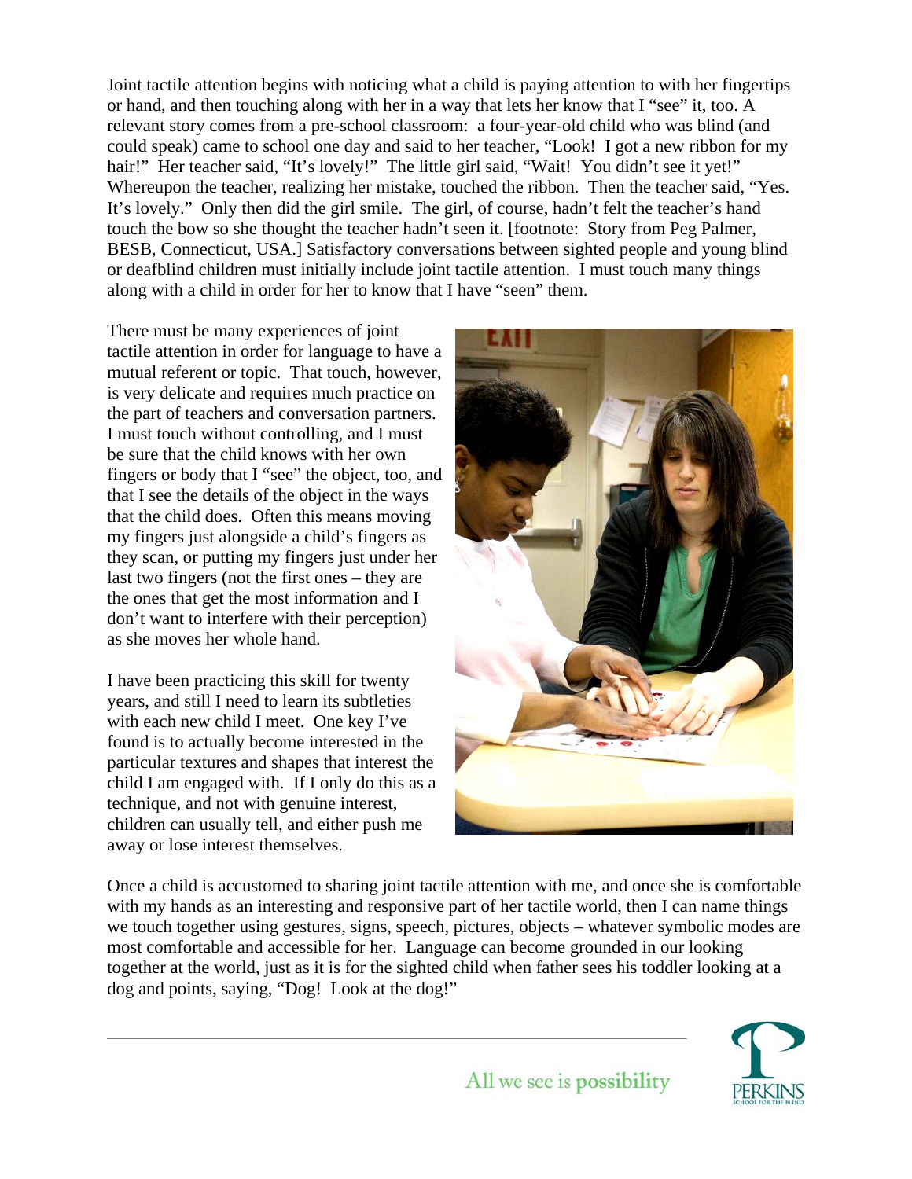Joint tactile attention begins with noticing what a child is paying attention to with her fingertips or hand, and then touching along with her in a way that lets her know that I "see" it, too. A relevant story comes from a pre-school classroom: a four-year-old child who was blind (and could speak) came to school one day and said to her teacher, "Look! I got a new ribbon for my hair!" Her teacher said, "It's lovely!" The little girl said, "Wait! You didn't see it yet!" Whereupon the teacher, realizing her mistake, touched the ribbon. Then the teacher said, "Yes. It's lovely." Only then did the girl smile. The girl, of course, hadn't felt the teacher's hand touch the bow so she thought the teacher hadn't seen it. [footnote: Story from Peg Palmer, BESB, Connecticut, USA.] Satisfactory conversations between sighted people and young blind or deafblind children must initially include joint tactile attention. I must touch many things along with a child in order for her to know that I have "seen" them.

There must be many experiences of joint tactile attention in order for language to have a mutual referent or topic. That touch, however, is very delicate and requires much practice on the part of teachers and conversation partners. I must touch without controlling, and I must be sure that the child knows with her own fingers or body that I "see" the object, too, and that I see the details of the object in the ways that the child does. Often this means moving my fingers just alongside a child's fingers as they scan, or putting my fingers just under her last two fingers (not the first ones – they are the ones that get the most information and I don't want to interfere with their perception) as she moves her whole hand.

I have been practicing this skill for twenty years, and still I need to learn its subtleties with each new child I meet. One key I've found is to actually become interested in the particular textures and shapes that interest the child I am engaged with. If I only do this as a technique, and not with genuine interest, children can usually tell, and either push me away or lose interest themselves.

Once a child is accustomed to sharing joint tactile attention with me, and once she is comfortable with my hands as an interesting and responsive part of her tactile world, then I can name things we touch together using gestures, signs, speech, pictures, objects – whatever symbolic modes are most comfortable and accessible for her. Language can become grounded in our looking together at the world, just as it is for the sighted child when father sees his toddler looking at a dog and points, saying, "Dog! Look at the dog!"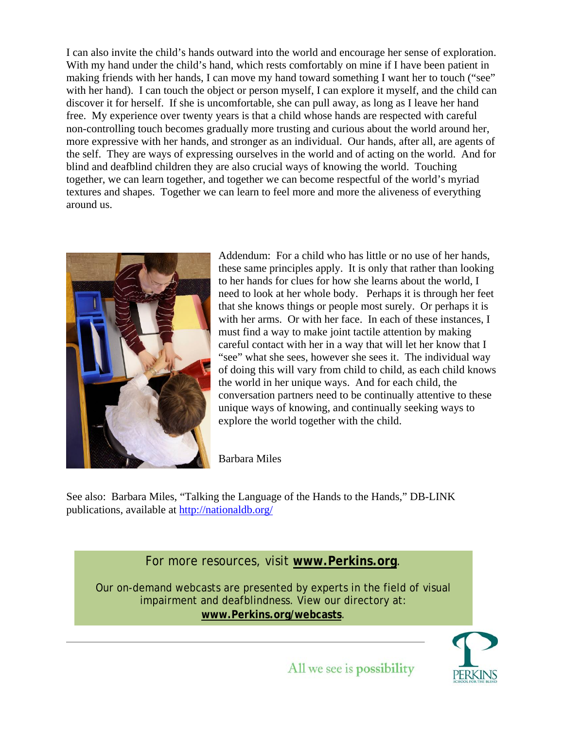I can also invite the child's hands outward into the world and encourage her sense of exploration. With my hand under the child's hand, which rests comfortably on mine if I have been patient in making friends with her hands, I can move my hand toward something I want her to touch ("see" with her hand). I can touch the object or person myself, I can explore it myself, and the child can discover it for herself. If she is uncomfortable, she can pull away, as long as I leave her hand free. My experience over twenty years is that a child whose hands are respected with careful non-controlling touch becomes gradually more trusting and curious about the world around her, more expressive with her hands, and stronger as an individual. Our hands, after all, are agents of the self. They are ways of expressing ourselves in the world and of acting on the world. And for blind and deafblind children they are also crucial ways of knowing the world. Touching together, we can learn together, and together we can become respectful of the world's myriad textures and shapes. Together we can learn to feel more and more the aliveness of everything around us.

Addendum: For a child who has little or no use of her hands, these same principles apply. It is only that rather than looking to her hands for clues for how she learns about the world, I need to look at her whole body. Perhaps it is through her feet that she knows things or people most surely. Or perhaps it is with her arms. Or with her face. In each of these instances, I must find a way to make joint tactile attention by making careful contact with her in a way that will let her know that I "see" what she sees, however she sees it. The individual way of doing this will vary from child to child, as each child knows the world in her unique ways. And for each child, the conversation partners need to be continually attentive to these unique ways of knowing, and continually seeking ways to explore the world together with the child.

Barbara Miles

See also: Barbara Miles, "Talking the Language of the Hands to the Hands," DB-LINK publications, available at http://nationaldb.org/

For more resources, visit **www.Perkins.org**.

*Our on-demand webcasts are presented by experts in the field of visual impairment and deafblindness. View our directory at:* **www.Perkins.org/webcasts**.

All we see is **possibility**

PERKINS SCHOOL FOR THE BLIND